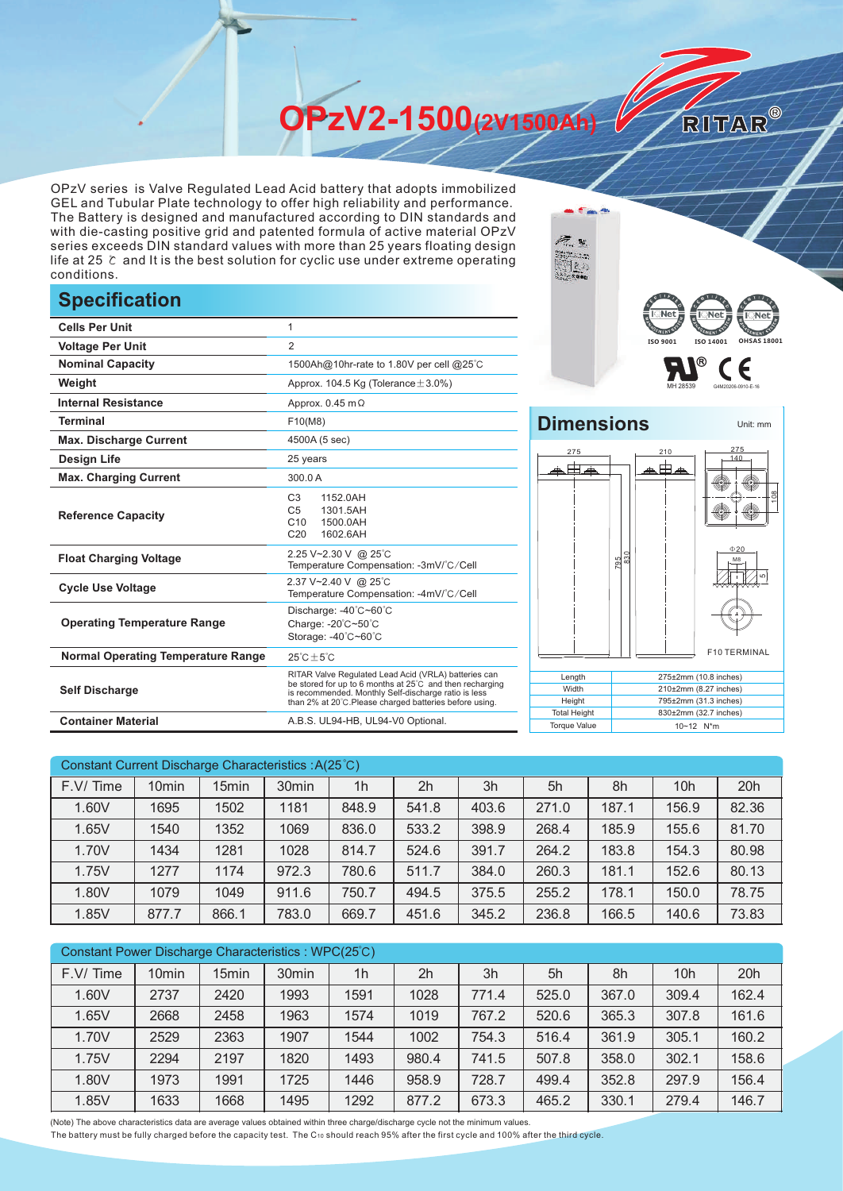# OPzV2-1500(2V1500Ah)

RITAR®

OPzV series is Valve Regulated Lead Acid battery that adopts immobilized GEL and Tubular Plate technology to offer high reliability and performance. The Battery is designed and manufactured according to DIN standards and with die-casting positive grid and patented formula of active material OPzV series exceeds DIN standard values with more than 25 years floating design life at 25 ℃ and It is the best solution for cyclic use under extreme operating conditions.

## Specification

| | |
|---|---|
| **Cells Per Unit** | 1 |
| **Voltage Per Unit** | 2 |
| **Nominal Capacity** | 1500Ah@10hr-rate to 1.80V per cell @25℃ |
| **Weight** | Approx. 104.5 Kg (Tolerance ±3.0%) |
| **Internal Resistance** | Approx. 0.45 mΩ |
| **Terminal** | F10(M8) |
| **Max. Discharge Current** | 4500A (5 sec) |
| **Design Life** | 25 years |
| **Max. Charging Current** | 300.0 A |
| **Reference Capacity** | C3 1152.0AH<br>C5 1301.5AH<br>C10 1500.0AH<br>C20 1602.6AH |
| **Float Charging Voltage** | 2.25 V~2.30 V @ 25℃<br>Temperature Compensation: -3mV/℃/Cell |
| **Cycle Use Voltage** | 2.37 V~2.40 V @ 25℃<br>Temperature Compensation: -4mV/℃/Cell |
| **Operating Temperature Range** | Discharge: -40℃~60℃<br>Charge: -20℃~50℃<br>Storage: -40℃~60℃ |
| **Normal Operating Temperature Range** | 25℃±5℃ |
| **Self Discharge** | RITAR Valve Regulated Lead Acid (VRLA) batteries can be stored for up to 6 months at 25℃ and then recharging is recommended. Monthly Self-discharge ratio is less than 2% at 20℃.Please charged batteries before using. |
| **Container Material** | A.B.S. UL94-HB, UL94-V0 Optional. |

ISO 9001 ISO 14001 OHSAS 18001

MH 28539 G4M20206-0910-E-16

## Dimensions

Unit: mm

275 210 275 140 108 795 830 Φ20 M8 5

F10 TERMINAL

| | |
|---|---|
| Length | 275±2mm (10.8 inches) |
| Width | 210±2mm (8.27 inches) |
| Height | 795±2mm (31.3 inches) |
| Total Height | 830±2mm (32.7 inches) |
| Torque Value | 10~12 N*m |

Constant Current Discharge Characteristics : A(25℃)

| F.V/ Time | 10min | 15min | 30min | 1h | 2h | 3h | 5h | 8h | 10h | 20h |
|---|---|---|---|---|---|---|---|---|---|---|
| 1.60V | 1695 | 1502 | 1181 | 848.9 | 541.8 | 403.6 | 271.0 | 187.1 | 156.9 | 82.36 |
| 1.65V | 1540 | 1352 | 1069 | 836.0 | 533.2 | 398.9 | 268.4 | 185.9 | 155.6 | 81.70 |
| 1.70V | 1434 | 1281 | 1028 | 814.7 | 524.6 | 391.7 | 264.2 | 183.8 | 154.3 | 80.98 |
| 1.75V | 1277 | 1174 | 972.3 | 780.6 | 511.7 | 384.0 | 260.3 | 181.1 | 152.6 | 80.13 |
| 1.80V | 1079 | 1049 | 911.6 | 750.7 | 494.5 | 375.5 | 255.2 | 178.1 | 150.0 | 78.75 |
| 1.85V | 877.7 | 866.1 | 783.0 | 669.7 | 451.6 | 345.2 | 236.8 | 166.5 | 140.6 | 73.83 |

Constant Power Discharge Characteristics : WPC(25℃)

| F.V/ Time | 10min | 15min | 30min | 1h | 2h | 3h | 5h | 8h | 10h | 20h |
|---|---|---|---|---|---|---|---|---|---|---|
| 1.60V | 2737 | 2420 | 1993 | 1591 | 1028 | 771.4 | 525.0 | 367.0 | 309.4 | 162.4 |
| 1.65V | 2668 | 2458 | 1963 | 1574 | 1019 | 767.2 | 520.6 | 365.3 | 307.8 | 161.6 |
| 1.70V | 2529 | 2363 | 1907 | 1544 | 1002 | 754.3 | 516.4 | 361.9 | 305.1 | 160.2 |
| 1.75V | 2294 | 2197 | 1820 | 1493 | 980.4 | 741.5 | 507.8 | 358.0 | 302.1 | 158.6 |
| 1.80V | 1973 | 1991 | 1725 | 1446 | 958.9 | 728.7 | 499.4 | 352.8 | 297.9 | 156.4 |
| 1.85V | 1633 | 1668 | 1495 | 1292 | 877.2 | 673.3 | 465.2 | 330.1 | 279.4 | 146.7 |

(Note) The above characteristics data are average values obtained within three charge/discharge cycle not the minimum values.
The battery must be fully charged before the capacity test. The $C_{10}$ should reach 95% after the first cycle and 100% after the third cycle.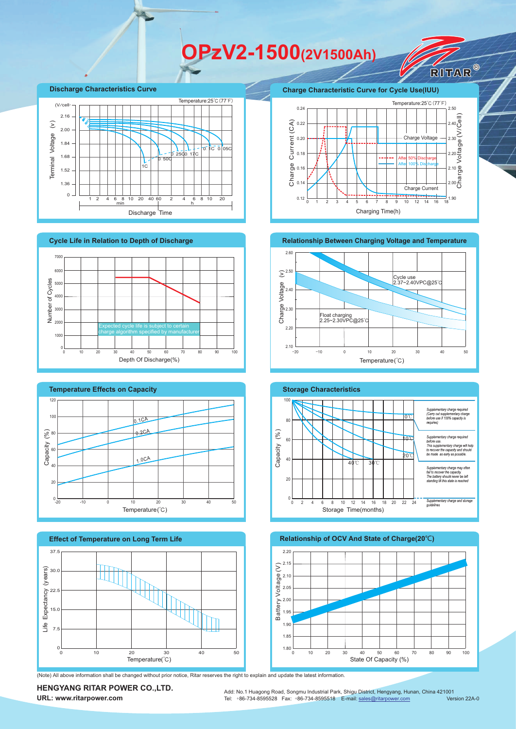# OPzV2-1500(2V1500Ah)

RITAR®

## Discharge Characteristics Curve

Temperature:25℃(77℉)

(V/cell)

Terminal Voltage (v)

2.16
2.00
1.84
1.68
1.52
1.36
0

1 2 4 6 8 10 20 40 60 2 4 6 8 10 20

min h

Discharge Time

1C
0.50C
0.25C
0.17C
0.1C
0.05C

## Charge Characteristic Curve for Cycle Use(IUU)

Temperature:25℃(77℉)

Charge Current (CA)

0.24
0.22
0.20
0.18
0.16
0.14
0.12

Charge Voltage (V/Cell)

2.50
2.40
2.30
2.20
2.10
2.00
1.90

0 1 2 3 4 5 6 7 8 9 10 12 14 16 18

Charging Time(h)

Charge Voltage

After 50% Discharge

After 100% Discharge

Charge Current

## Cycle Life in Relation to Depth of Discharge

Number of Cycles

7000
6000
5000
4000
3000
2000
1000
0

0 10 20 30 40 50 60 70 80 90 100

Depth Of Discharge(%)

Expected cycle life is subject to certain charge algorithm specified by manufacturer

## Relationship Between Charging Voltage and Temperature

Charge Voltage (v)

2.60
2.50
2.40
2.30
2.20
2.10

−20 −10 0 10 20 30 40 50

Temperature(℃)

Cycle use
2.37~2.40VPC@25℃

Float charging
2.25~2.30VPC@25℃

## Temperature Effects on Capacity

Capacity (%)

120
100
80
60
40
20
0

-20 -10 0 10 20 30 40 50

Temperature(℃)

0.1CA
0.2CA
1.0CA

## Storage Characteristics

Capacity (%)

100
80
60
40
20
0

0 2 4 6 8 10 12 14 16 18 20 22 24

Storage Time(months)

0℃
10℃
20℃
40℃
30℃

Supplementary charge required (Carry out supplementary charge before use if 100% capacity is requires)

Supplementary charge required before use. This supplementary charge will help to recover the capacity and should be made as early as possible.

Supplementary charge may often fail to recover the capacity. The battery should never be left standing till this state is reached

Supplementary charge and storage guidelines

## Effect of Temperature on Long Term Life

Life Expectancy (years)

37.5
30.0
22.5
15.0
7.5
0

0 10 20 30 40 50

Temperature(℃)

## Relationship of OCV And State of Charge(20℃)

Battery Voltage (V)

2.20
2.15
2.10
2.05
2.00
1.95
1.90
1.85
1.80

0 10 20 30 40 50 60 70 80 90 100

State Of Capacity (%)

(Note) All above information shall be changed without prior notice, Ritar reserves the right to explain and update the latest information.

**HENGYANG RITAR POWER CO.,LTD.**

**URL: www.ritarpower.com**

Add: No.1 Huagong Road, Songmu Industrial Park, Shigu District, Hengyang, Hunan, China 421001

Tel: +86-734-8595528 Fax: +86-734-8595518 E-mail: sales@ritarpower.com

Version 22A-0